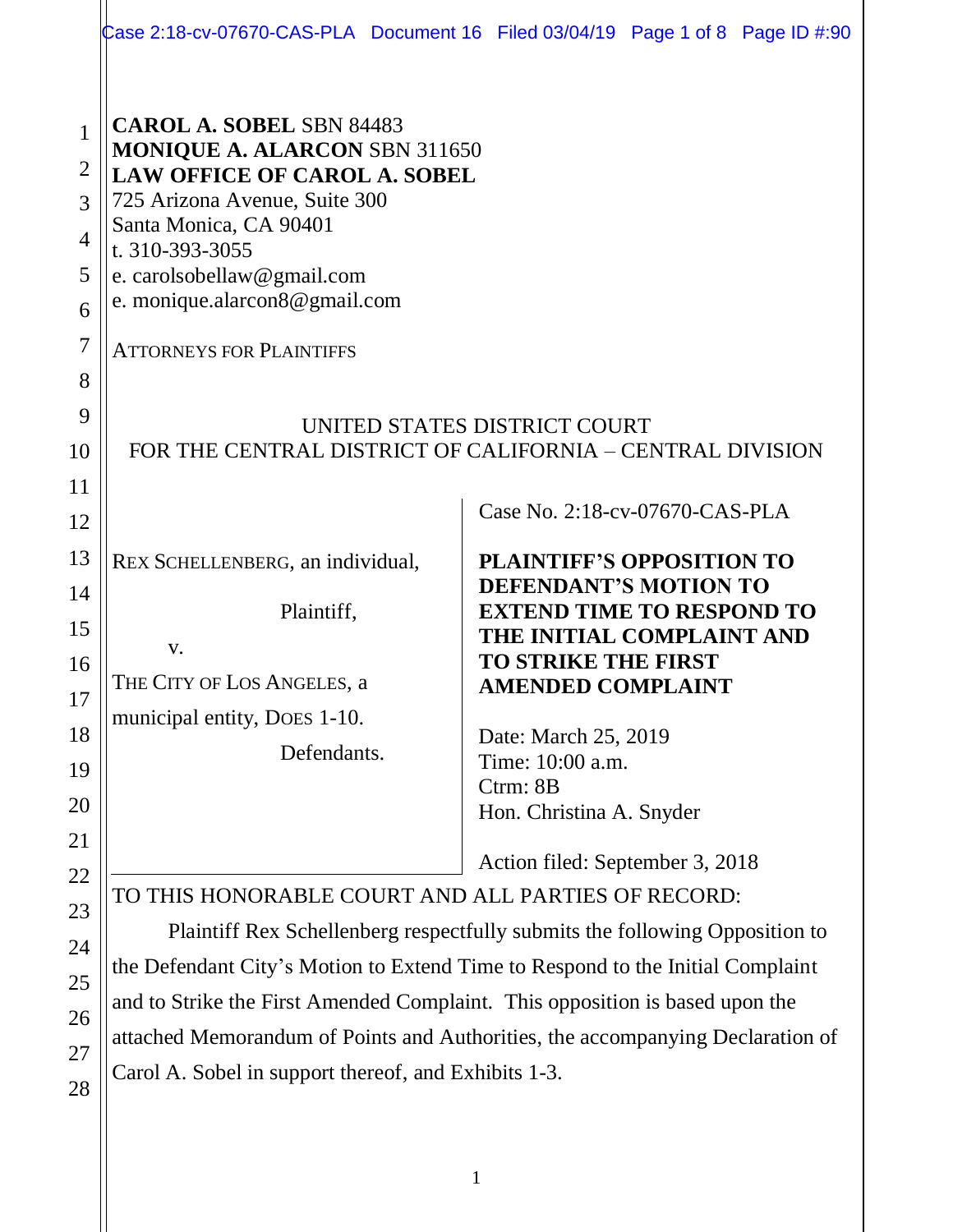**CAROL A. SOBEL** SBN 84483
**MONIQUE A. ALARCON** SBN 311650
**LAW OFFICE OF CAROL A. SOBEL**
725 Arizona Avenue, Suite 300
Santa Monica, CA 90401
t. 310-393-3055
e. carolsobellaw@gmail.com
e. monique.alarcon8@gmail.com

ATTORNEYS FOR PLAINTIFFS

UNITED STATES DISTRICT COURT
FOR THE CENTRAL DISTRICT OF CALIFORNIA – CENTRAL DIVISION

REX SCHELLENBERG, an individual,

Plaintiff,

v.

THE CITY OF LOS ANGELES, a municipal entity, DOES 1-10.

Defendants.

Case No. 2:18-cv-07670-CAS-PLA

**PLAINTIFF'S OPPOSITION TO DEFENDANT'S MOTION TO EXTEND TIME TO RESPOND TO THE INITIAL COMPLAINT AND TO STRIKE THE FIRST AMENDED COMPLAINT**

Date: March 25, 2019
Time: 10:00 a.m.
Ctrm: 8B
Hon. Christina A. Snyder

Action filed: September 3, 2018

TO THIS HONORABLE COURT AND ALL PARTIES OF RECORD:

Plaintiff Rex Schellenberg respectfully submits the following Opposition to the Defendant City's Motion to Extend Time to Respond to the Initial Complaint and to Strike the First Amended Complaint. This opposition is based upon the attached Memorandum of Points and Authorities, the accompanying Declaration of Carol A. Sobel in support thereof, and Exhibits 1-3.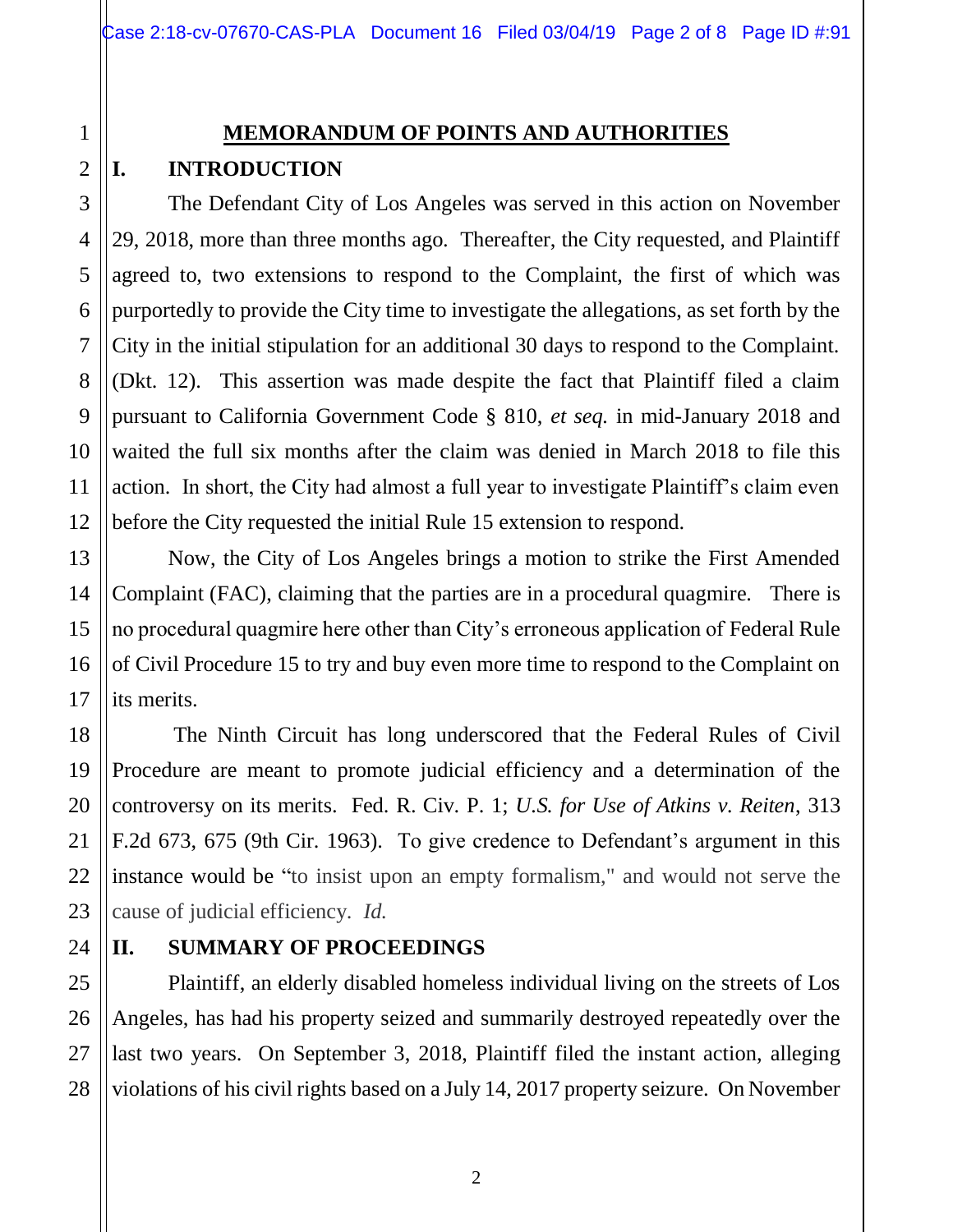## MEMORANDUM OF POINTS AND AUTHORITIES

### I. INTRODUCTION

The Defendant City of Los Angeles was served in this action on November 29, 2018, more than three months ago. Thereafter, the City requested, and Plaintiff agreed to, two extensions to respond to the Complaint, the first of which was purportedly to provide the City time to investigate the allegations, as set forth by the City in the initial stipulation for an additional 30 days to respond to the Complaint. (Dkt. 12). This assertion was made despite the fact that Plaintiff filed a claim pursuant to California Government Code § 810, *et seq.* in mid-January 2018 and waited the full six months after the claim was denied in March 2018 to file this action. In short, the City had almost a full year to investigate Plaintiff's claim even before the City requested the initial Rule 15 extension to respond.

Now, the City of Los Angeles brings a motion to strike the First Amended Complaint (FAC), claiming that the parties are in a procedural quagmire. There is no procedural quagmire here other than City's erroneous application of Federal Rule of Civil Procedure 15 to try and buy even more time to respond to the Complaint on its merits.

The Ninth Circuit has long underscored that the Federal Rules of Civil Procedure are meant to promote judicial efficiency and a determination of the controversy on its merits. Fed. R. Civ. P. 1; *U.S. for Use of Atkins v. Reiten*, 313 F.2d 673, 675 (9th Cir. 1963). To give credence to Defendant's argument in this instance would be "to insist upon an empty formalism," and would not serve the cause of judicial efficiency. *Id.*

### II. SUMMARY OF PROCEEDINGS

Plaintiff, an elderly disabled homeless individual living on the streets of Los Angeles, has had his property seized and summarily destroyed repeatedly over the last two years. On September 3, 2018, Plaintiff filed the instant action, alleging violations of his civil rights based on a July 14, 2017 property seizure. On November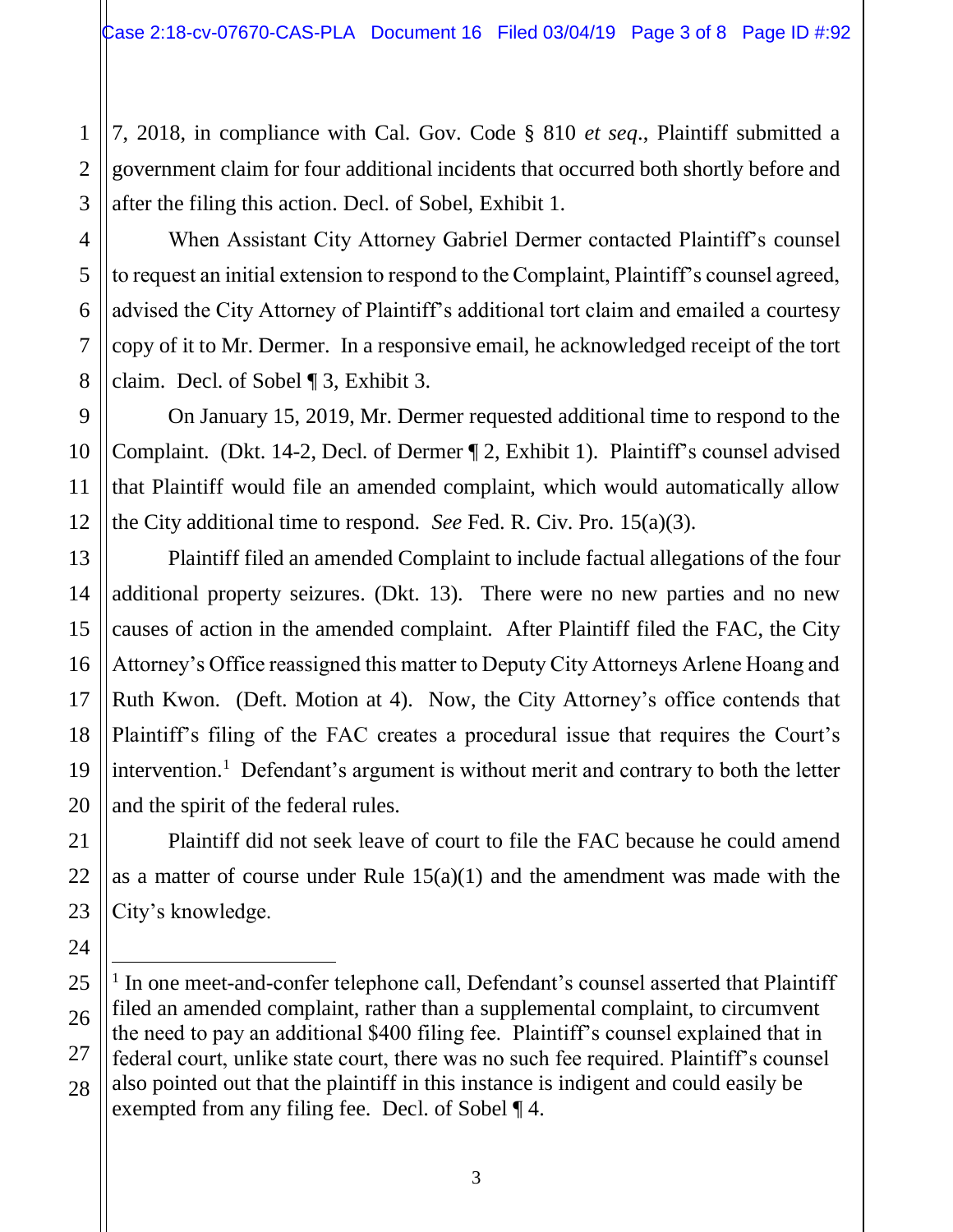7, 2018, in compliance with Cal. Gov. Code § 810 *et seq*., Plaintiff submitted a government claim for four additional incidents that occurred both shortly before and after the filing this action. Decl. of Sobel, Exhibit 1.

When Assistant City Attorney Gabriel Dermer contacted Plaintiff's counsel to request an initial extension to respond to the Complaint, Plaintiff's counsel agreed, advised the City Attorney of Plaintiff's additional tort claim and emailed a courtesy copy of it to Mr. Dermer. In a responsive email, he acknowledged receipt of the tort claim. Decl. of Sobel ¶ 3, Exhibit 3.

On January 15, 2019, Mr. Dermer requested additional time to respond to the Complaint. (Dkt. 14-2, Decl. of Dermer ¶ 2, Exhibit 1). Plaintiff's counsel advised that Plaintiff would file an amended complaint, which would automatically allow the City additional time to respond. *See* Fed. R. Civ. Pro. 15(a)(3).

Plaintiff filed an amended Complaint to include factual allegations of the four additional property seizures. (Dkt. 13). There were no new parties and no new causes of action in the amended complaint. After Plaintiff filed the FAC, the City Attorney's Office reassigned this matter to Deputy City Attorneys Arlene Hoang and Ruth Kwon. (Deft. Motion at 4). Now, the City Attorney's office contends that Plaintiff's filing of the FAC creates a procedural issue that requires the Court's intervention.[1] Defendant's argument is without merit and contrary to both the letter and the spirit of the federal rules.

Plaintiff did not seek leave of court to file the FAC because he could amend as a matter of course under Rule 15(a)(1) and the amendment was made with the City's knowledge.

---

[1] In one meet-and-confer telephone call, Defendant's counsel asserted that Plaintiff filed an amended complaint, rather than a supplemental complaint, to circumvent the need to pay an additional $400 filing fee. Plaintiff's counsel explained that in federal court, unlike state court, there was no such fee required. Plaintiff's counsel also pointed out that the plaintiff in this instance is indigent and could easily be exempted from any filing fee. Decl. of Sobel ¶ 4.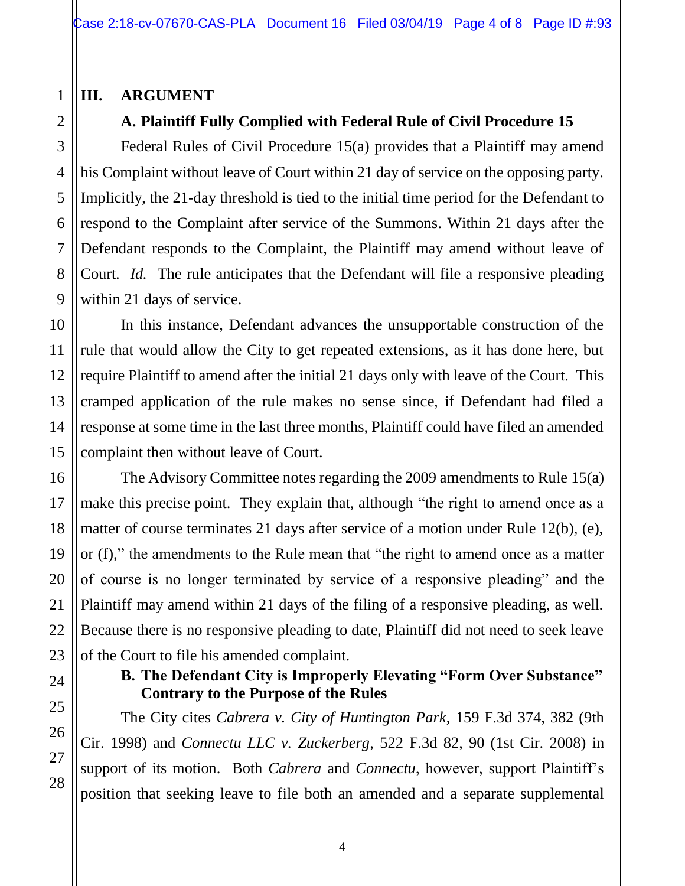## III. ARGUMENT

### A. Plaintiff Fully Complied with Federal Rule of Civil Procedure 15

Federal Rules of Civil Procedure 15(a) provides that a Plaintiff may amend his Complaint without leave of Court within 21 day of service on the opposing party. Implicitly, the 21-day threshold is tied to the initial time period for the Defendant to respond to the Complaint after service of the Summons. Within 21 days after the Defendant responds to the Complaint, the Plaintiff may amend without leave of Court. *Id.* The rule anticipates that the Defendant will file a responsive pleading within 21 days of service.

In this instance, Defendant advances the unsupportable construction of the rule that would allow the City to get repeated extensions, as it has done here, but require Plaintiff to amend after the initial 21 days only with leave of the Court. This cramped application of the rule makes no sense since, if Defendant had filed a response at some time in the last three months, Plaintiff could have filed an amended complaint then without leave of Court.

The Advisory Committee notes regarding the 2009 amendments to Rule 15(a) make this precise point. They explain that, although "the right to amend once as a matter of course terminates 21 days after service of a motion under Rule 12(b), (e), or (f)," the amendments to the Rule mean that "the right to amend once as a matter of course is no longer terminated by service of a responsive pleading" and the Plaintiff may amend within 21 days of the filing of a responsive pleading, as well. Because there is no responsive pleading to date, Plaintiff did not need to seek leave of the Court to file his amended complaint.

### B. The Defendant City is Improperly Elevating "Form Over Substance" Contrary to the Purpose of the Rules

The City cites *Cabrera v. City of Huntington Park*, 159 F.3d 374, 382 (9th Cir. 1998) and *Connectu LLC v. Zuckerberg*, 522 F.3d 82, 90 (1st Cir. 2008) in support of its motion. Both *Cabrera* and *Connectu*, however, support Plaintiff's position that seeking leave to file both an amended and a separate supplemental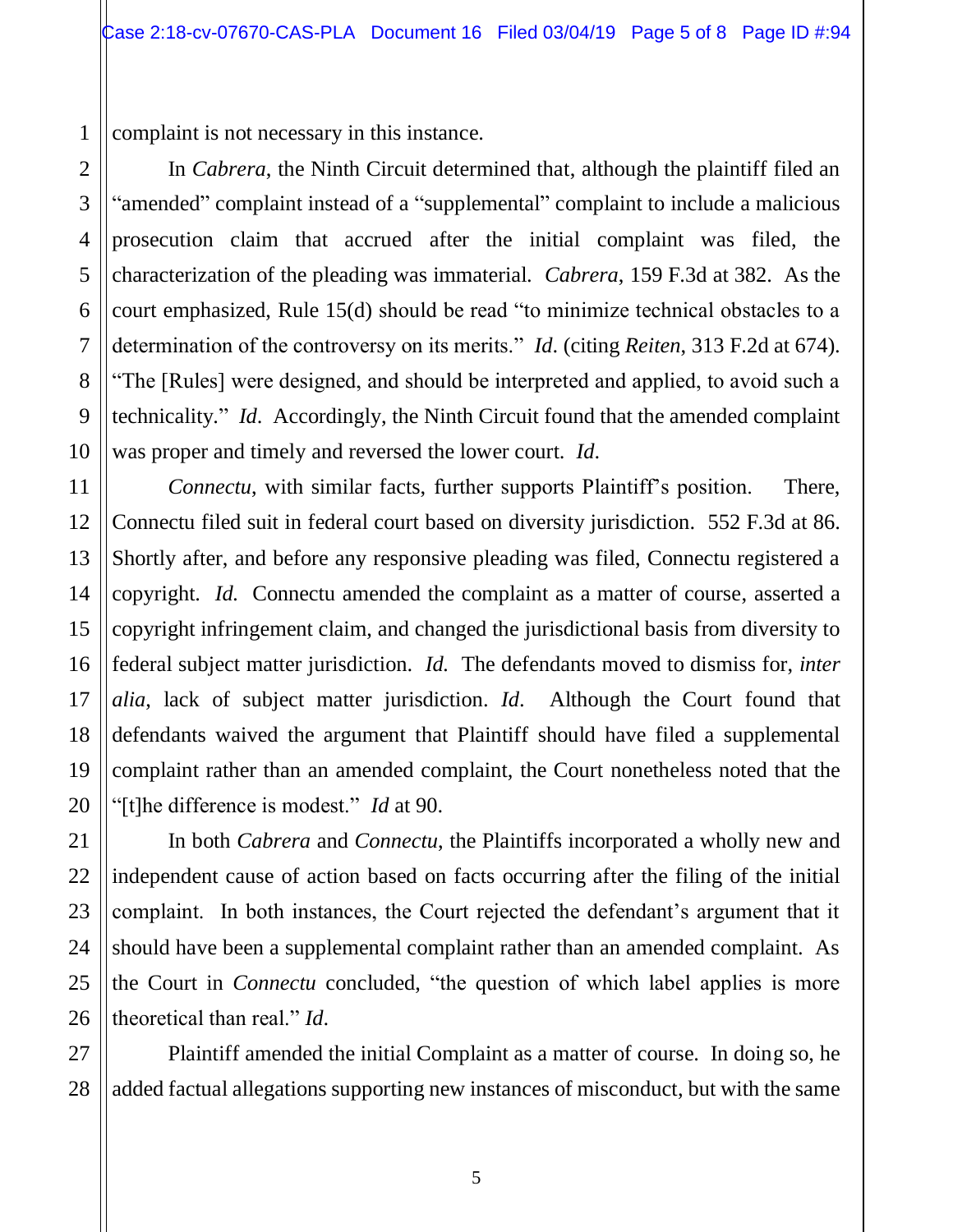complaint is not necessary in this instance.

In *Cabrera*, the Ninth Circuit determined that, although the plaintiff filed an "amended" complaint instead of a "supplemental" complaint to include a malicious prosecution claim that accrued after the initial complaint was filed, the characterization of the pleading was immaterial. *Cabrera*, 159 F.3d at 382. As the court emphasized, Rule 15(d) should be read "to minimize technical obstacles to a determination of the controversy on its merits." *Id*. (citing *Reiten*, 313 F.2d at 674). "The [Rules] were designed, and should be interpreted and applied, to avoid such a technicality." *Id*. Accordingly, the Ninth Circuit found that the amended complaint was proper and timely and reversed the lower court. *Id*.

*Connectu*, with similar facts, further supports Plaintiff's position. There, Connectu filed suit in federal court based on diversity jurisdiction. 552 F.3d at 86. Shortly after, and before any responsive pleading was filed, Connectu registered a copyright. *Id.* Connectu amended the complaint as a matter of course, asserted a copyright infringement claim, and changed the jurisdictional basis from diversity to federal subject matter jurisdiction. *Id.* The defendants moved to dismiss for, *inter alia*, lack of subject matter jurisdiction. *Id*. Although the Court found that defendants waived the argument that Plaintiff should have filed a supplemental complaint rather than an amended complaint, the Court nonetheless noted that the "[t]he difference is modest." *Id* at 90.

In both *Cabrera* and *Connectu*, the Plaintiffs incorporated a wholly new and independent cause of action based on facts occurring after the filing of the initial complaint. In both instances, the Court rejected the defendant's argument that it should have been a supplemental complaint rather than an amended complaint. As the Court in *Connectu* concluded, "the question of which label applies is more theoretical than real." *Id*.

Plaintiff amended the initial Complaint as a matter of course. In doing so, he added factual allegations supporting new instances of misconduct, but with the same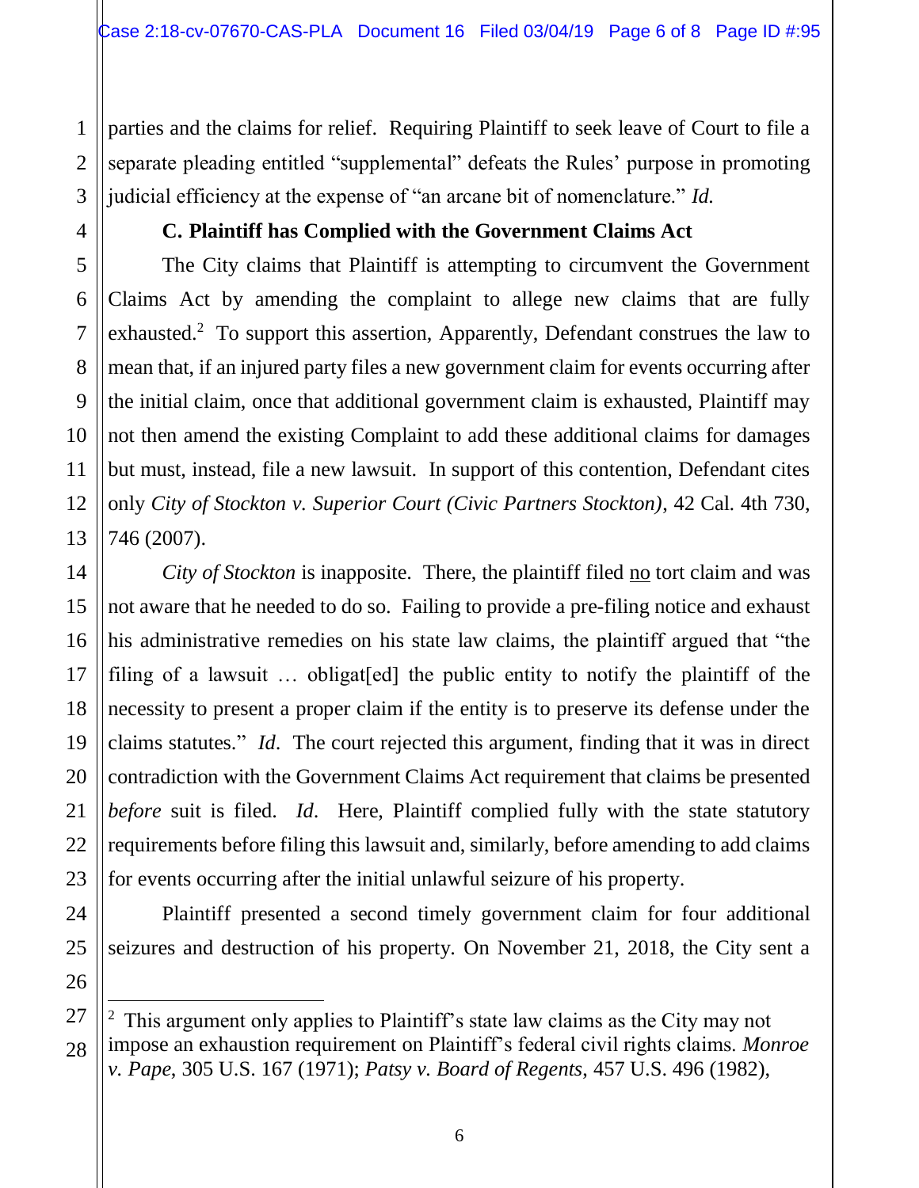parties and the claims for relief. Requiring Plaintiff to seek leave of Court to file a separate pleading entitled "supplemental" defeats the Rules' purpose in promoting judicial efficiency at the expense of "an arcane bit of nomenclature." *Id.*

**C. Plaintiff has Complied with the Government Claims Act**

The City claims that Plaintiff is attempting to circumvent the Government Claims Act by amending the complaint to allege new claims that are fully exhausted.[2] To support this assertion, Apparently, Defendant construes the law to mean that, if an injured party files a new government claim for events occurring after the initial claim, once that additional government claim is exhausted, Plaintiff may not then amend the existing Complaint to add these additional claims for damages but must, instead, file a new lawsuit. In support of this contention, Defendant cites only *City of Stockton v. Superior Court (Civic Partners Stockton)*, 42 Cal. 4th 730, 746 (2007).

*City of Stockton* is inapposite. There, the plaintiff filed <u>no</u> tort claim and was not aware that he needed to do so. Failing to provide a pre-filing notice and exhaust his administrative remedies on his state law claims, the plaintiff argued that "the filing of a lawsuit … obligat[ed] the public entity to notify the plaintiff of the necessity to present a proper claim if the entity is to preserve its defense under the claims statutes." *Id*. The court rejected this argument, finding that it was in direct contradiction with the Government Claims Act requirement that claims be presented *before* suit is filed. *Id*. Here, Plaintiff complied fully with the state statutory requirements before filing this lawsuit and, similarly, before amending to add claims for events occurring after the initial unlawful seizure of his property.

Plaintiff presented a second timely government claim for four additional seizures and destruction of his property. On November 21, 2018, the City sent a

---

[2] This argument only applies to Plaintiff's state law claims as the City may not impose an exhaustion requirement on Plaintiff's federal civil rights claims. *Monroe v. Pape*, 305 U.S. 167 (1971); *Patsy v. Board of Regents*, 457 U.S. 496 (1982),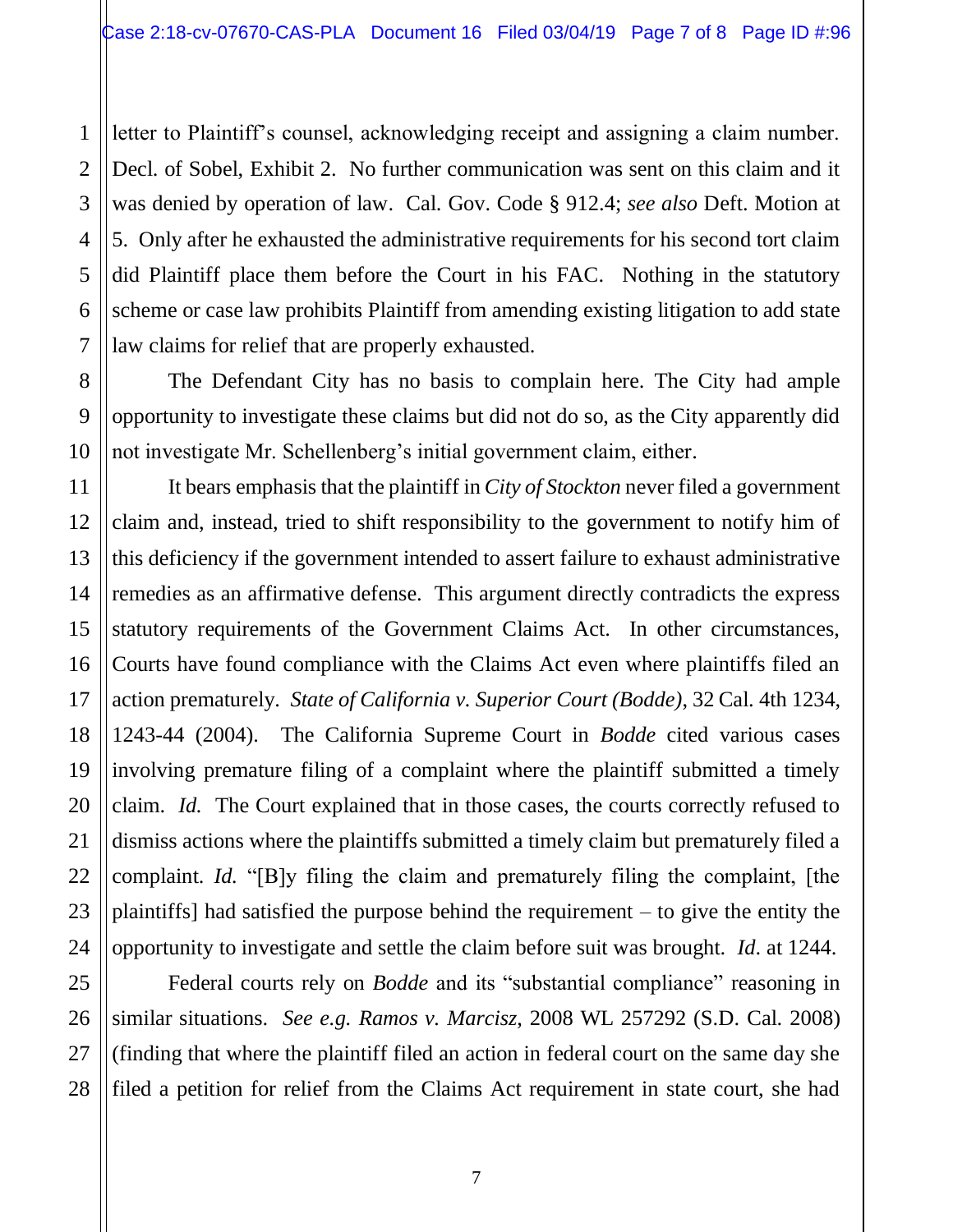letter to Plaintiff's counsel, acknowledging receipt and assigning a claim number. Decl. of Sobel, Exhibit 2. No further communication was sent on this claim and it was denied by operation of law. Cal. Gov. Code § 912.4; *see also* Deft. Motion at 5. Only after he exhausted the administrative requirements for his second tort claim did Plaintiff place them before the Court in his FAC. Nothing in the statutory scheme or case law prohibits Plaintiff from amending existing litigation to add state law claims for relief that are properly exhausted.

The Defendant City has no basis to complain here. The City had ample opportunity to investigate these claims but did not do so, as the City apparently did not investigate Mr. Schellenberg's initial government claim, either.

It bears emphasis that the plaintiff in *City of Stockton* never filed a government claim and, instead, tried to shift responsibility to the government to notify him of this deficiency if the government intended to assert failure to exhaust administrative remedies as an affirmative defense. This argument directly contradicts the express statutory requirements of the Government Claims Act. In other circumstances, Courts have found compliance with the Claims Act even where plaintiffs filed an action prematurely. *State of California v. Superior Court (Bodde)*, 32 Cal. 4th 1234, 1243-44 (2004). The California Supreme Court in *Bodde* cited various cases involving premature filing of a complaint where the plaintiff submitted a timely claim. *Id.* The Court explained that in those cases, the courts correctly refused to dismiss actions where the plaintiffs submitted a timely claim but prematurely filed a complaint. *Id.* "[B]y filing the claim and prematurely filing the complaint, [the plaintiffs] had satisfied the purpose behind the requirement – to give the entity the opportunity to investigate and settle the claim before suit was brought. *Id*. at 1244.

Federal courts rely on *Bodde* and its "substantial compliance" reasoning in similar situations. *See e.g. Ramos v. Marcisz*, 2008 WL 257292 (S.D. Cal. 2008) (finding that where the plaintiff filed an action in federal court on the same day she filed a petition for relief from the Claims Act requirement in state court, she had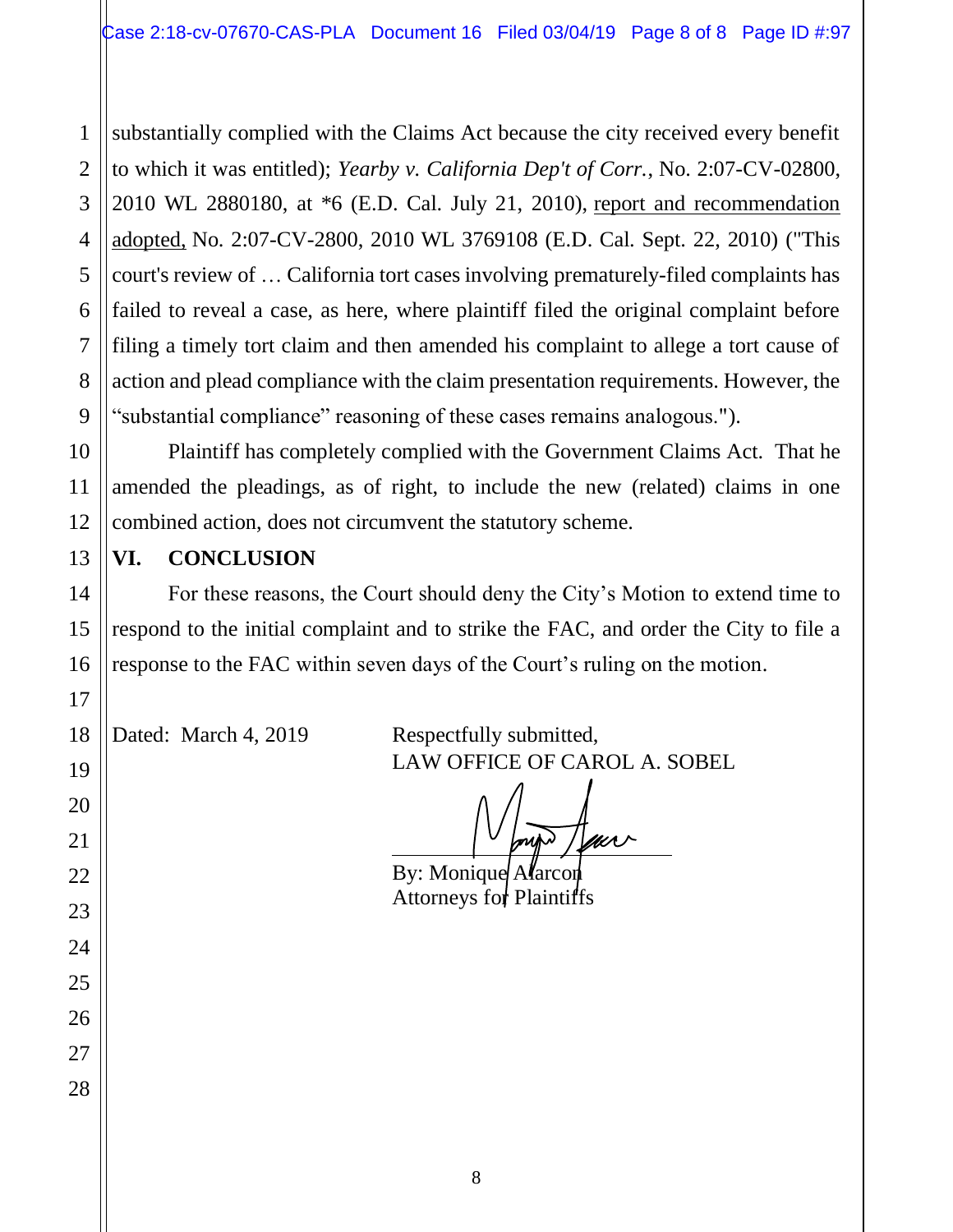substantially complied with the Claims Act because the city received every benefit to which it was entitled); *Yearby v. California Dep't of Corr.*, No. 2:07-CV-02800, 2010 WL 2880180, at *6 (E.D. Cal. July 21, 2010), report and recommendation adopted, No. 2:07-CV-2800, 2010 WL 3769108 (E.D. Cal. Sept. 22, 2010) ("This court's review of … California tort cases involving prematurely-filed complaints has failed to reveal a case, as here, where plaintiff filed the original complaint before filing a timely tort claim and then amended his complaint to allege a tort cause of action and plead compliance with the claim presentation requirements. However, the "substantial compliance" reasoning of these cases remains analogous.").

Plaintiff has completely complied with the Government Claims Act. That he amended the pleadings, as of right, to include the new (related) claims in one combined action, does not circumvent the statutory scheme.

## VI. CONCLUSION

For these reasons, the Court should deny the City's Motion to extend time to respond to the initial complaint and to strike the FAC, and order the City to file a response to the FAC within seven days of the Court's ruling on the motion.

Dated: March 4, 2019

Respectfully submitted,
LAW OFFICE OF CAROL A. SOBEL

By: Monique Alarcon
Attorneys for Plaintiffs